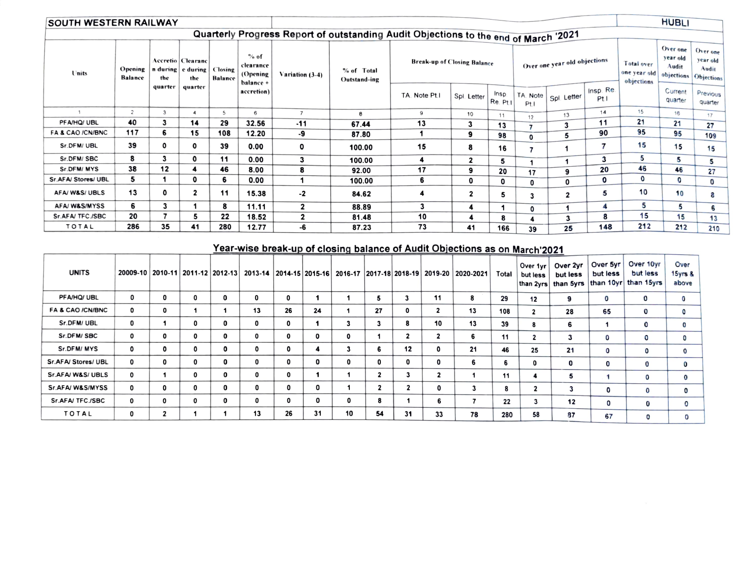**SOUTH WESTERN RAILWAY** | **HUBLI**

## Quarterly Progress Report of outstanding Audit Objections to the end of March '2021

| Units | Opening Balance | Accretion during the quarter | Clearance during the quarter | Closing Balance | % of clearance (Opening balance + accretion) | Variation (3-4) | % of Total Outstand-ing | Break-up of Closing Balance | | | Over one year old objections | | | Total over one year old objections | Over one year old Audit objections | Over one year old Audit Objections |
|---|---|---|---|---|---|---|---|---|---|---|---|---|---|---|---|---|
| | | | | | | | | TA Note Pt.I | Spl. Letter | Insp. Re. Pt.I | TA Note Pt.I | Spl. Letter | Insp. Re. Pt.I | | Current quarter | Previous quarter |
| 1 | 2 | 3 | 4 | 5 | 6 | 7 | 8 | 9 | 10 | 11 | 12 | 13 | 14 | 15 | 16 | 17 |
| PFA/HQ/ UBL | 40 | 3 | 14 | 29 | 32.56 | -11 | 67.44 | 13 | 3 | 13 | 7 | 3 | 11 | 21 | 21 | 27 |
| FA & CAO /CN/BNC | 117 | 6 | 15 | 108 | 12.20 | -9 | 87.80 | 1 | 9 | 98 | 0 | 5 | 90 | 95 | 95 | 109 |
| Sr.DFM/ UBL | 39 | 0 | 0 | 39 | 0.00 | 0 | 100.00 | 15 | 8 | 16 | 7 | 1 | 7 | 15 | 15 | 15 |
| Sr.DFM/ SBC | 8 | 3 | 0 | 11 | 0.00 | 3 | 100.00 | 4 | 2 | 5 | 1 | 1 | 3 | 5 | 5 | 5 |
| Sr.DFM/ MYS | 38 | 12 | 4 | 46 | 8.00 | 8 | 92.00 | 17 | 9 | 20 | 17 | 9 | 20 | 46 | 46 | 27 |
| Sr.AFA/ Stores/ UBL | 5 | 1 | 0 | 6 | 0.00 | 1 | 100.00 | 6 | 0 | 0 | 0 | 0 | 0 | 0 | 0 | 0 |
| AFA/ W&S/ UBLS | 13 | 0 | 2 | 11 | 15.38 | -2 | 84.62 | 4 | 2 | 5 | 3 | 2 | 5 | 10 | 10 | 8 |
| AFA/ W&S/MYSS | 6 | 3 | 1 | 8 | 11.11 | 2 | 88.89 | 3 | 4 | 1 | 0 | 1 | 4 | 5 | 5 | 6 |
| Sr.AFA/ TFC./SBC | 20 | 7 | 5 | 22 | 18.52 | 2 | 81.48 | 10 | 4 | 8 | 4 | 3 | 8 | 15 | 15 | 13 |
| TOTAL | 286 | 35 | 41 | 280 | 12.77 | -6 | 87.23 | 73 | 41 | 166 | 39 | 25 | 148 | 212 | 212 | 210 |

## Year-wise break-up of closing balance of Audit Objections as on March'2021

| UNITS | 20009-10 | 2010-11 | 2011-12 | 2012-13 | 2013-14 | 2014-15 | 2015-16 | 2016-17 | 2017-18 | 2018-19 | 2019-20 | 2020-2021 | Total | Over 1yr but less than 2yrs | Over 2yr but less than 5yrs | Over 5yr but less than 10yr | Over 10yr but less than 15yrs | Over 15yrs & above |
|---|---|---|---|---|---|---|---|---|---|---|---|---|---|---|---|---|---|---|
| PFA/HQ/ UBL | 0 | 0 | 0 | 0 | 0 | 0 | 1 | 1 | 5 | 3 | 11 | 8 | 29 | 12 | 9 | 0 | 0 | 0 |
| FA & CAO /CN/BNC | 0 | 0 | 1 | 1 | 13 | 26 | 24 | 1 | 27 | 0 | 2 | 13 | 108 | 2 | 28 | 65 | 0 | 0 |
| Sr.DFM/ UBL | 0 | 1 | 0 | 0 | 0 | 0 | 1 | 3 | 3 | 8 | 10 | 13 | 39 | 8 | 6 | 1 | 0 | 0 |
| Sr.DFM/ SBC | 0 | 0 | 0 | 0 | 0 | 0 | 0 | 0 | 1 | 2 | 2 | 6 | 11 | 2 | 3 | 0 | 0 | 0 |
| Sr.DFM/ MYS | 0 | 0 | 0 | 0 | 0 | 0 | 4 | 3 | 6 | 12 | 0 | 21 | 46 | 25 | 21 | 0 | 0 | 0 |
| Sr.AFA/ Stores/ UBL | 0 | 0 | 0 | 0 | 0 | 0 | 0 | 0 | 0 | 0 | 0 | 6 | 6 | 0 | 0 | 0 | 0 | 0 |
| Sr.AFA/ W&S/ UBLS | 0 | 1 | 0 | 0 | 0 | 0 | 1 | 1 | 2 | 3 | 2 | 1 | 11 | 4 | 5 | 1 | 0 | 0 |
| Sr.AFA/ W&S/MYSS | 0 | 0 | 0 | 0 | 0 | 0 | 0 | 1 | 2 | 2 | 0 | 3 | 8 | 2 | 3 | 0 | 0 | 0 |
| Sr.AFA/ TFC./SBC | 0 | 0 | 0 | 0 | 0 | 0 | 0 | 0 | 8 | 1 | 6 | 7 | 22 | 3 | 12 | 0 | 0 | 0 |
| TOTAL | 0 | 2 | 1 | 1 | 13 | 26 | 31 | 10 | 54 | 31 | 33 | 78 | 280 | 58 | 87 | 67 | 0 | 0 |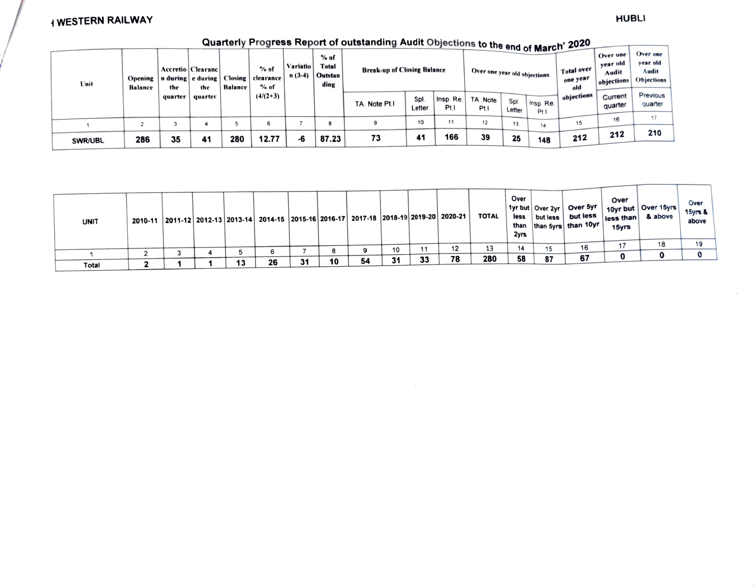ꟷ WESTERN RAILWAY HUBLI

## Quarterly Progress Report of outstanding Audit Objections to the end of March' 2020

| Unit | Opening Balance | Accretion during the quarter | Clearance during the quarter | Closing Balance | % of clearance % of (4/(2+3)) | Variation (3-4) | % of Total Outstanding | Break-up of Closing Balance | | | Over one year old objections | | | Total over one year old objections | Over one year old Audit objections | Over one year old Audit Objections |
|---|---|---|---|---|---|---|---|---|---|---|---|---|---|---|---|---|
| | | | | | | | | TA. Note Pt.I | Spl. Letter | Insp. Re. Pt.I | TA. Note Pt.I | Spl. Letter | Insp. Re. Pt.I | | Current quarter | Previous quarter |
| 1 | 2 | 3 | 4 | 5 | 6 | 7 | 8 | 9 | 10 | 11 | 12 | 13 | 14 | 15 | 16 | 17 |
| **SWR/UBL** | **286** | **35** | **41** | **280** | **12.77** | **-6** | **87.23** | **73** | **41** | **166** | **39** | **25** | **148** | **212** | **212** | **210** |

| UNIT | 2010-11 | 2011-12 | 2012-13 | 2013-14 | 2014-15 | 2015-16 | 2016-17 | 2017-18 | 2018-19 | 2019-20 | 2020-21 | TOTAL | Over 1yr but less than 2yrs | Over 2yr but less than 5yrs | Over 5yr but less than 10yr | Over 10yr but less than 15yrs | Over 15yrs & above | Over 15yrs & above |
|---|---|---|---|---|---|---|---|---|---|---|---|---|---|---|---|---|---|---|
| 1 | 2 | 3 | 4 | 5 | 6 | 7 | 8 | 9 | 10 | 11 | 12 | 13 | 14 | 15 | 16 | 17 | 18 | 19 |
| Total | **2** | **1** | **1** | **13** | **26** | **31** | **10** | **54** | **31** | **33** | **78** | **280** | **58** | **87** | **67** | **0** | **0** | **0** |